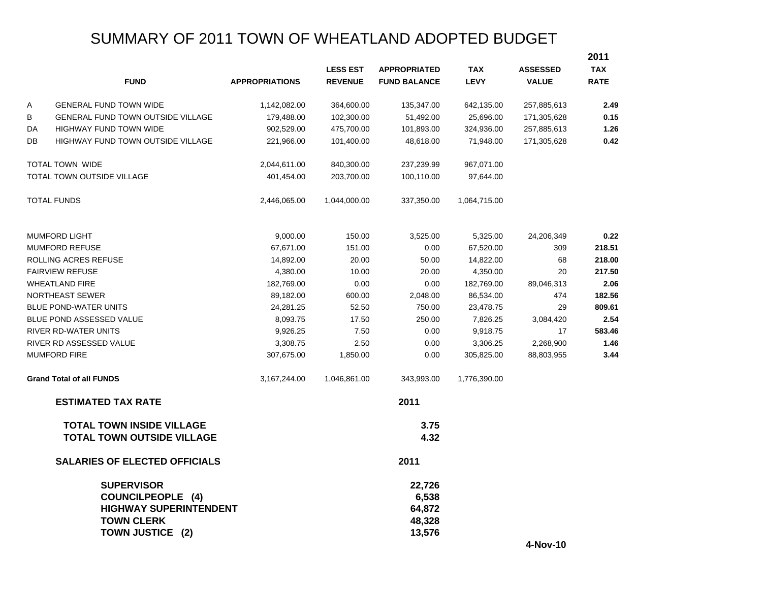# SUMMARY OF 2011 TOWN OF WHEATLAND ADOPTED BUDGET

| | FUND | APPROPRIATIONS | LESS EST REVENUE | APPROPRIATED FUND BALANCE | TAX LEVY | ASSESSED VALUE | 2011 TAX RATE |
|---|---|---|---|---|---|---|---|
| A | GENERAL FUND TOWN WIDE | 1,142,082.00 | 364,600.00 | 135,347.00 | 642,135.00 | 257,885,613 | **2.49** |
| B | GENERAL FUND TOWN OUTSIDE VILLAGE | 179,488.00 | 102,300.00 | 51,492.00 | 25,696.00 | 171,305,628 | **0.15** |
| DA | HIGHWAY FUND TOWN WIDE | 902,529.00 | 475,700.00 | 101,893.00 | 324,936.00 | 257,885,613 | **1.26** |
| DB | HIGHWAY FUND TOWN OUTSIDE VILLAGE | 221,966.00 | 101,400.00 | 48,618.00 | 71,948.00 | 171,305,628 | **0.42** |
| | TOTAL TOWN WIDE | 2,044,611.00 | 840,300.00 | 237,239.99 | 967,071.00 | | |
| | TOTAL TOWN OUTSIDE VILLAGE | 401,454.00 | 203,700.00 | 100,110.00 | 97,644.00 | | |
| | TOTAL FUNDS | 2,446,065.00 | 1,044,000.00 | 337,350.00 | 1,064,715.00 | | |
| | MUMFORD LIGHT | 9,000.00 | 150.00 | 3,525.00 | 5,325.00 | 24,206,349 | **0.22** |
| | MUMFORD REFUSE | 67,671.00 | 151.00 | 0.00 | 67,520.00 | 309 | **218.51** |
| | ROLLING ACRES REFUSE | 14,892.00 | 20.00 | 50.00 | 14,822.00 | 68 | **218.00** |
| | FAIRVIEW REFUSE | 4,380.00 | 10.00 | 20.00 | 4,350.00 | 20 | **217.50** |
| | WHEATLAND FIRE | 182,769.00 | 0.00 | 0.00 | 182,769.00 | 89,046,313 | **2.06** |
| | NORTHEAST SEWER | 89,182.00 | 600.00 | 2,048.00 | 86,534.00 | 474 | **182.56** |
| | BLUE POND-WATER UNITS | 24,281.25 | 52.50 | 750.00 | 23,478.75 | 29 | **809.61** |
| | BLUE POND ASSESSED VALUE | 8,093.75 | 17.50 | 250.00 | 7,826.25 | 3,084,420 | **2.54** |
| | RIVER RD-WATER UNITS | 9,926.25 | 7.50 | 0.00 | 9,918.75 | 17 | **583.46** |
| | RIVER RD ASSESSED VALUE | 3,308.75 | 2.50 | 0.00 | 3,306.25 | 2,268,900 | **1.46** |
| | MUMFORD FIRE | 307,675.00 | 1,850.00 | 0.00 | 305,825.00 | 88,803,955 | **3.44** |
| | **Grand Total of all FUNDS** | 3,167,244.00 | 1,046,861.00 | 343,993.00 | 1,776,390.00 | | |

| **ESTIMATED TAX RATE** | **2011** |
|---|---|
| **TOTAL TOWN INSIDE VILLAGE** | **3.75** |
| **TOTAL TOWN OUTSIDE VILLAGE** | **4.32** |

| **SALARIES OF ELECTED OFFICIALS** | **2011** |
|---|---|
| **SUPERVISOR** | **22,726** |
| **COUNCILPEOPLE (4)** | **6,538** |
| **HIGHWAY SUPERINTENDENT** | **64,872** |
| **TOWN CLERK** | **48,328** |
| **TOWN JUSTICE (2)** | **13,576** |

**4-Nov-10**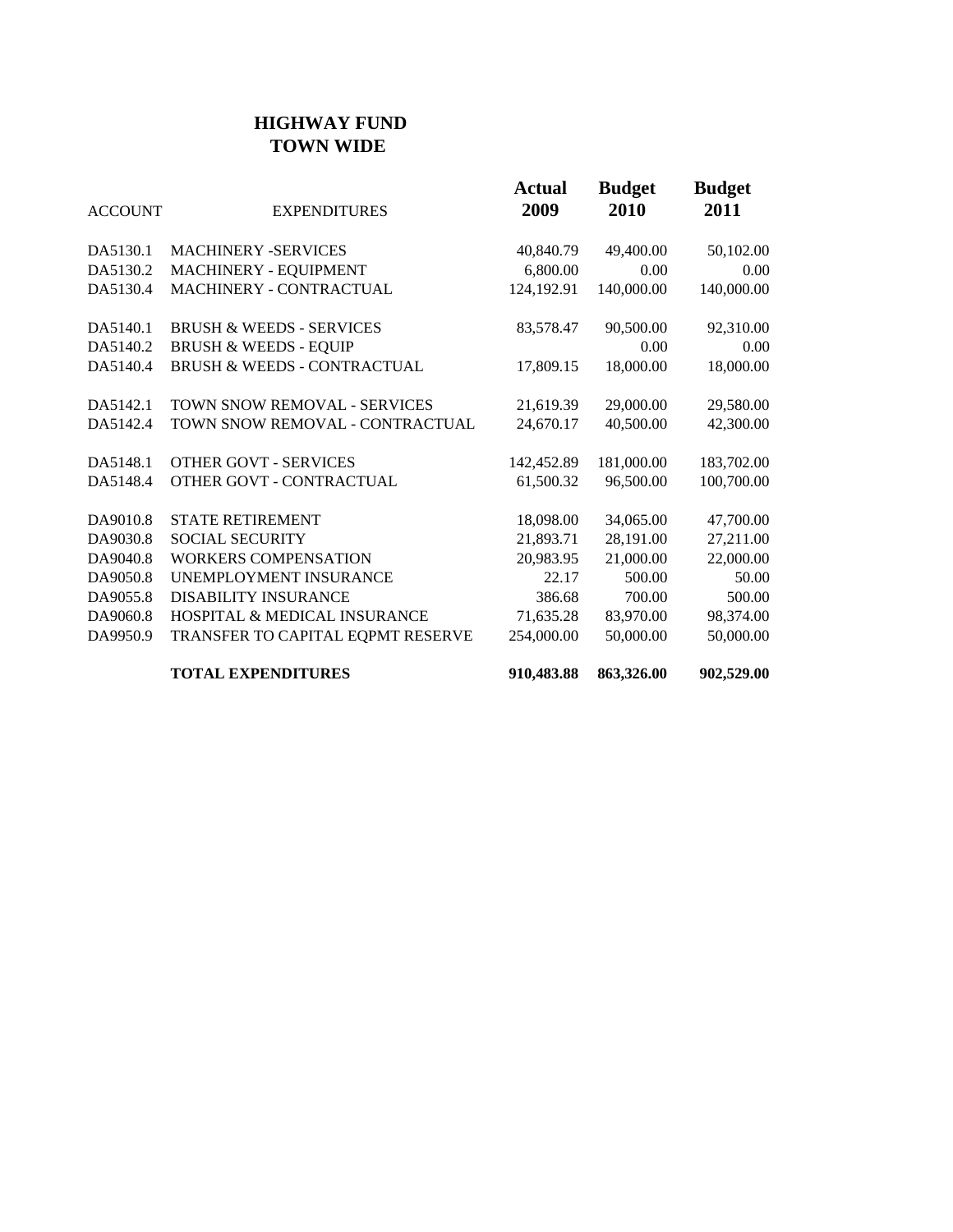## HIGHWAY FUND
## TOWN WIDE

| ACCOUNT | EXPENDITURES | Actual 2009 | Budget 2010 | Budget 2011 |
|---|---|---|---|---|
| DA5130.1 | MACHINERY -SERVICES | 40,840.79 | 49,400.00 | 50,102.00 |
| DA5130.2 | MACHINERY - EQUIPMENT | 6,800.00 | 0.00 | 0.00 |
| DA5130.4 | MACHINERY - CONTRACTUAL | 124,192.91 | 140,000.00 | 140,000.00 |
| DA5140.1 | BRUSH & WEEDS - SERVICES | 83,578.47 | 90,500.00 | 92,310.00 |
| DA5140.2 | BRUSH & WEEDS - EQUIP | | 0.00 | 0.00 |
| DA5140.4 | BRUSH & WEEDS - CONTRACTUAL | 17,809.15 | 18,000.00 | 18,000.00 |
| DA5142.1 | TOWN SNOW REMOVAL - SERVICES | 21,619.39 | 29,000.00 | 29,580.00 |
| DA5142.4 | TOWN SNOW REMOVAL - CONTRACTUAL | 24,670.17 | 40,500.00 | 42,300.00 |
| DA5148.1 | OTHER GOVT - SERVICES | 142,452.89 | 181,000.00 | 183,702.00 |
| DA5148.4 | OTHER GOVT - CONTRACTUAL | 61,500.32 | 96,500.00 | 100,700.00 |
| DA9010.8 | STATE RETIREMENT | 18,098.00 | 34,065.00 | 47,700.00 |
| DA9030.8 | SOCIAL SECURITY | 21,893.71 | 28,191.00 | 27,211.00 |
| DA9040.8 | WORKERS COMPENSATION | 20,983.95 | 21,000.00 | 22,000.00 |
| DA9050.8 | UNEMPLOYMENT INSURANCE | 22.17 | 500.00 | 50.00 |
| DA9055.8 | DISABILITY INSURANCE | 386.68 | 700.00 | 500.00 |
| DA9060.8 | HOSPITAL & MEDICAL INSURANCE | 71,635.28 | 83,970.00 | 98,374.00 |
| DA9950.9 | TRANSFER TO CAPITAL EQPMT RESERVE | 254,000.00 | 50,000.00 | 50,000.00 |
| | **TOTAL EXPENDITURES** | **910,483.88** | **863,326.00** | **902,529.00** |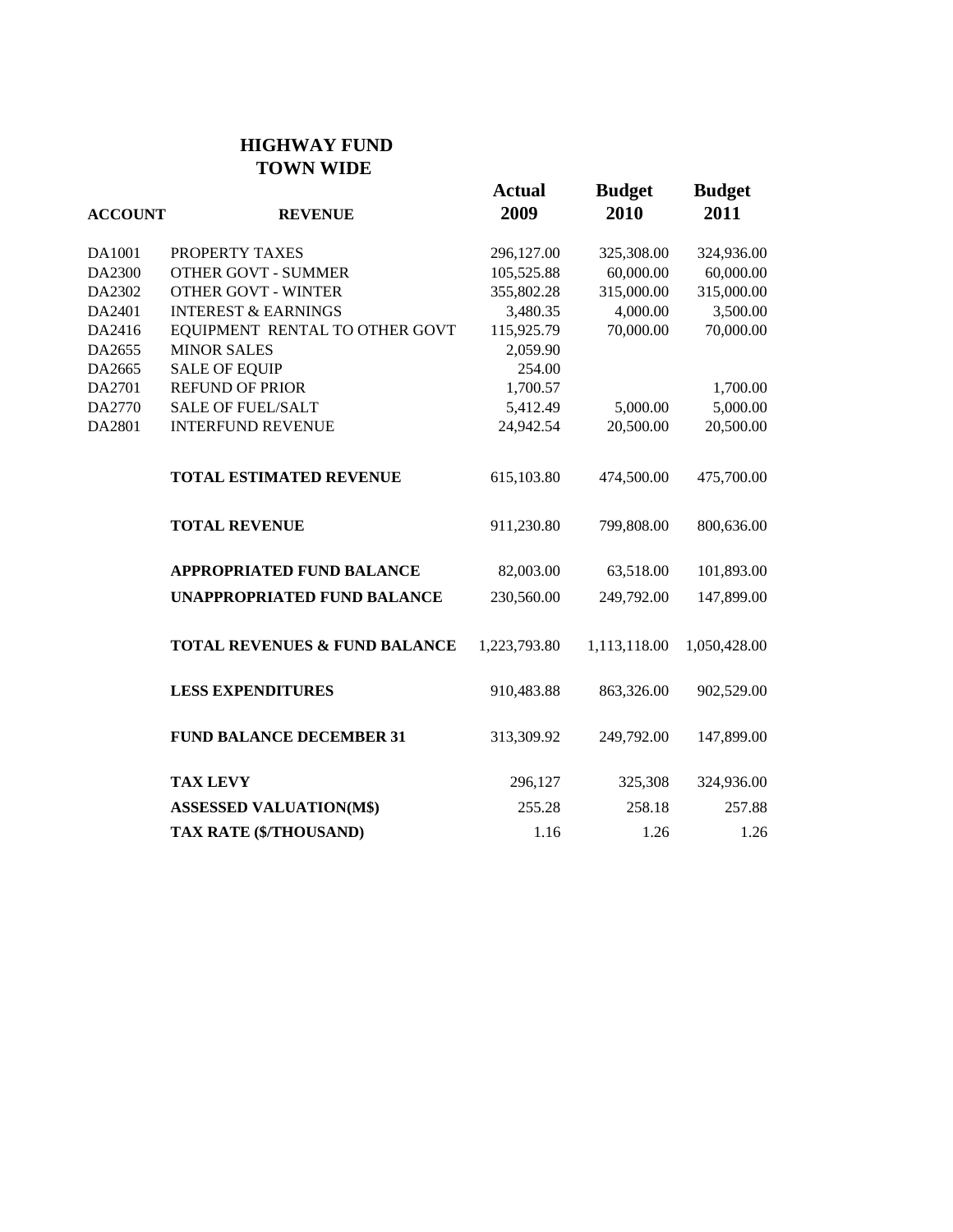## HIGHWAY FUND
## TOWN WIDE

| ACCOUNT | REVENUE | Actual 2009 | Budget 2010 | Budget 2011 |
|---|---|---|---|---|
| DA1001 | PROPERTY TAXES | 296,127.00 | 325,308.00 | 324,936.00 |
| DA2300 | OTHER GOVT - SUMMER | 105,525.88 | 60,000.00 | 60,000.00 |
| DA2302 | OTHER GOVT - WINTER | 355,802.28 | 315,000.00 | 315,000.00 |
| DA2401 | INTEREST & EARNINGS | 3,480.35 | 4,000.00 | 3,500.00 |
| DA2416 | EQUIPMENT RENTAL TO OTHER GOVT | 115,925.79 | 70,000.00 | 70,000.00 |
| DA2655 | MINOR SALES | 2,059.90 | | |
| DA2665 | SALE OF EQUIP | 254.00 | | |
| DA2701 | REFUND OF PRIOR | 1,700.57 | | 1,700.00 |
| DA2770 | SALE OF FUEL/SALT | 5,412.49 | 5,000.00 | 5,000.00 |
| DA2801 | INTERFUND REVENUE | 24,942.54 | 20,500.00 | 20,500.00 |
| | **TOTAL ESTIMATED REVENUE** | 615,103.80 | 474,500.00 | 475,700.00 |
| | **TOTAL REVENUE** | 911,230.80 | 799,808.00 | 800,636.00 |
| | **APPROPRIATED FUND BALANCE** | 82,003.00 | 63,518.00 | 101,893.00 |
| | **UNAPPROPRIATED FUND BALANCE** | 230,560.00 | 249,792.00 | 147,899.00 |
| | **TOTAL REVENUES & FUND BALANCE** | 1,223,793.80 | 1,113,118.00 | 1,050,428.00 |
| | **LESS EXPENDITURES** | 910,483.88 | 863,326.00 | 902,529.00 |
| | **FUND BALANCE DECEMBER 31** | 313,309.92 | 249,792.00 | 147,899.00 |
| | **TAX LEVY** | 296,127 | 325,308 | 324,936.00 |
| | **ASSESSED VALUATION(M$)** | 255.28 | 258.18 | 257.88 |
| | **TAX RATE ($/THOUSAND)** | 1.16 | 1.26 | 1.26 |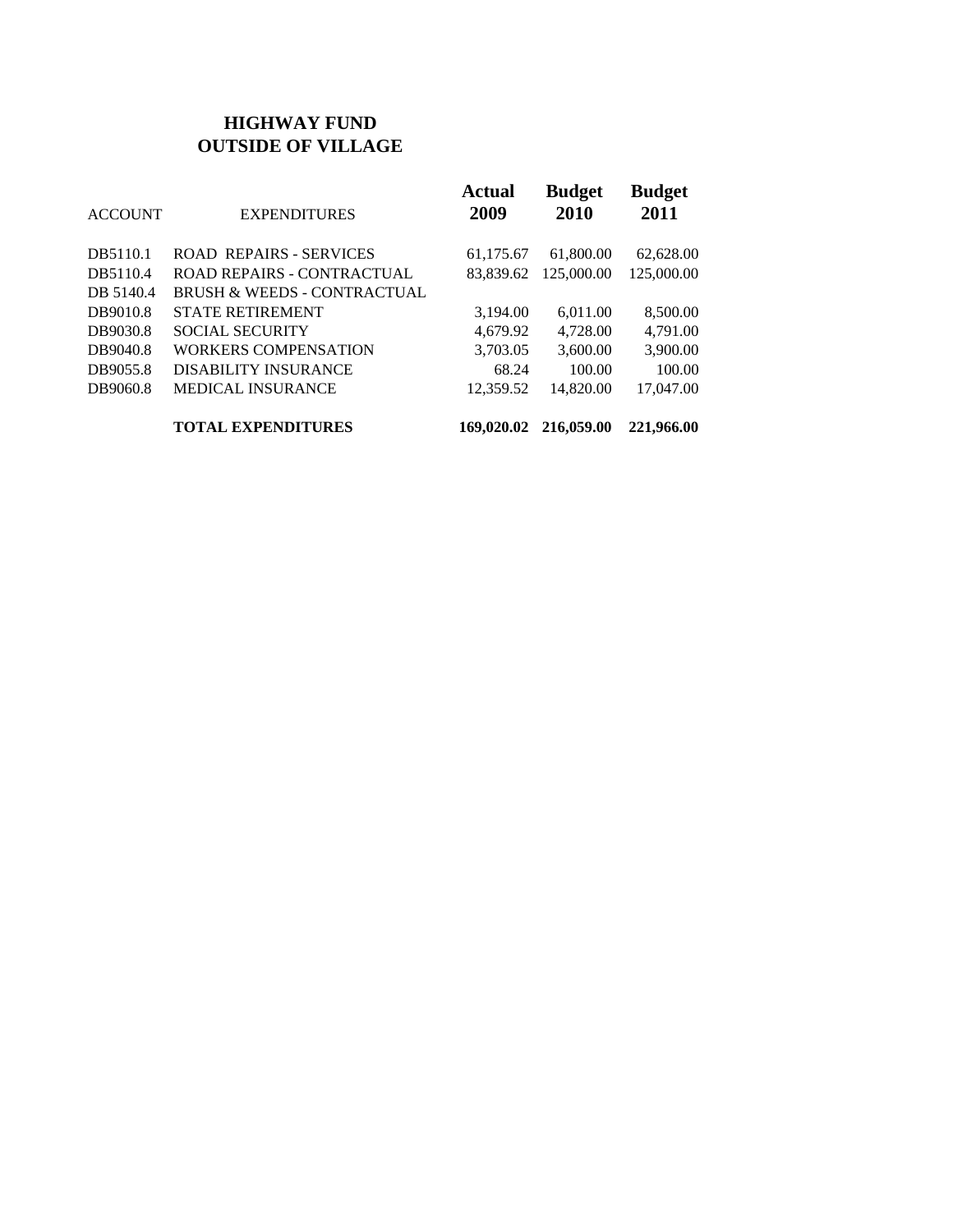# HIGHWAY FUND
## OUTSIDE OF VILLAGE

| ACCOUNT | EXPENDITURES | Actual 2009 | Budget 2010 | Budget 2011 |
|---|---|---|---|---|
| DB5110.1 | ROAD REPAIRS - SERVICES | 61,175.67 | 61,800.00 | 62,628.00 |
| DB5110.4 | ROAD REPAIRS - CONTRACTUAL | 83,839.62 | 125,000.00 | 125,000.00 |
| DB 5140.4 | BRUSH & WEEDS - CONTRACTUAL | | | |
| DB9010.8 | STATE RETIREMENT | 3,194.00 | 6,011.00 | 8,500.00 |
| DB9030.8 | SOCIAL SECURITY | 4,679.92 | 4,728.00 | 4,791.00 |
| DB9040.8 | WORKERS COMPENSATION | 3,703.05 | 3,600.00 | 3,900.00 |
| DB9055.8 | DISABILITY INSURANCE | 68.24 | 100.00 | 100.00 |
| DB9060.8 | MEDICAL INSURANCE | 12,359.52 | 14,820.00 | 17,047.00 |
| | **TOTAL EXPENDITURES** | **169,020.02** | **216,059.00** | **221,966.00** |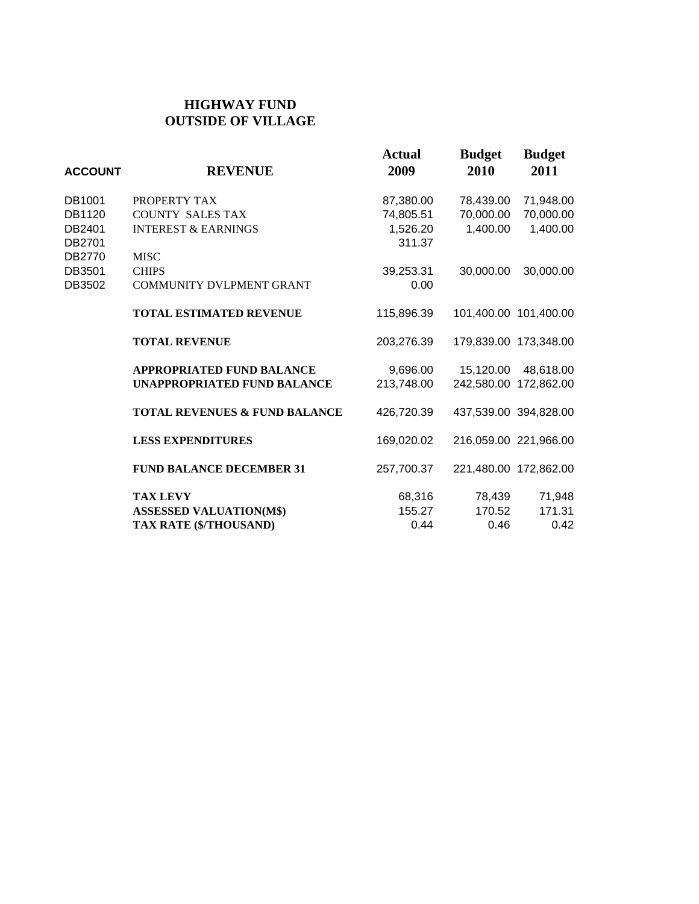## HIGHWAY FUND
## OUTSIDE OF VILLAGE

| ACCOUNT | REVENUE | Actual 2009 | Budget 2010 | Budget 2011 |
|---|---|---|---|---|
| DB1001 | PROPERTY TAX | 87,380.00 | 78,439.00 | 71,948.00 |
| DB1120 | COUNTY SALES TAX | 74,805.51 | 70,000.00 | 70,000.00 |
| DB2401 | INTEREST & EARNINGS | 1,526.20 | 1,400.00 | 1,400.00 |
| DB2701 | | 311.37 | | |
| DB2770 | MISC | | | |
| DB3501 | CHIPS | 39,253.31 | 30,000.00 | 30,000.00 |
| DB3502 | COMMUNITY DVLPMENT GRANT | 0.00 | | |
| | **TOTAL ESTIMATED REVENUE** | 115,896.39 | 101,400.00 | 101,400.00 |
| | **TOTAL REVENUE** | 203,276.39 | 179,839.00 | 173,348.00 |
| | **APPROPRIATED FUND BALANCE** | 9,696.00 | 15,120.00 | 48,618.00 |
| | **UNAPPROPRIATED FUND BALANCE** | 213,748.00 | 242,580.00 | 172,862.00 |
| | **TOTAL REVENUES & FUND BALANCE** | 426,720.39 | 437,539.00 | 394,828.00 |
| | **LESS EXPENDITURES** | 169,020.02 | 216,059.00 | 221,966.00 |
| | **FUND BALANCE DECEMBER 31** | 257,700.37 | 221,480.00 | 172,862.00 |
| | **TAX LEVY** | 68,316 | 78,439 | 71,948 |
| | **ASSESSED VALUATION(M$)** | 155.27 | 170.52 | 171.31 |
| | **TAX RATE ($/THOUSAND)** | 0.44 | 0.46 | 0.42 |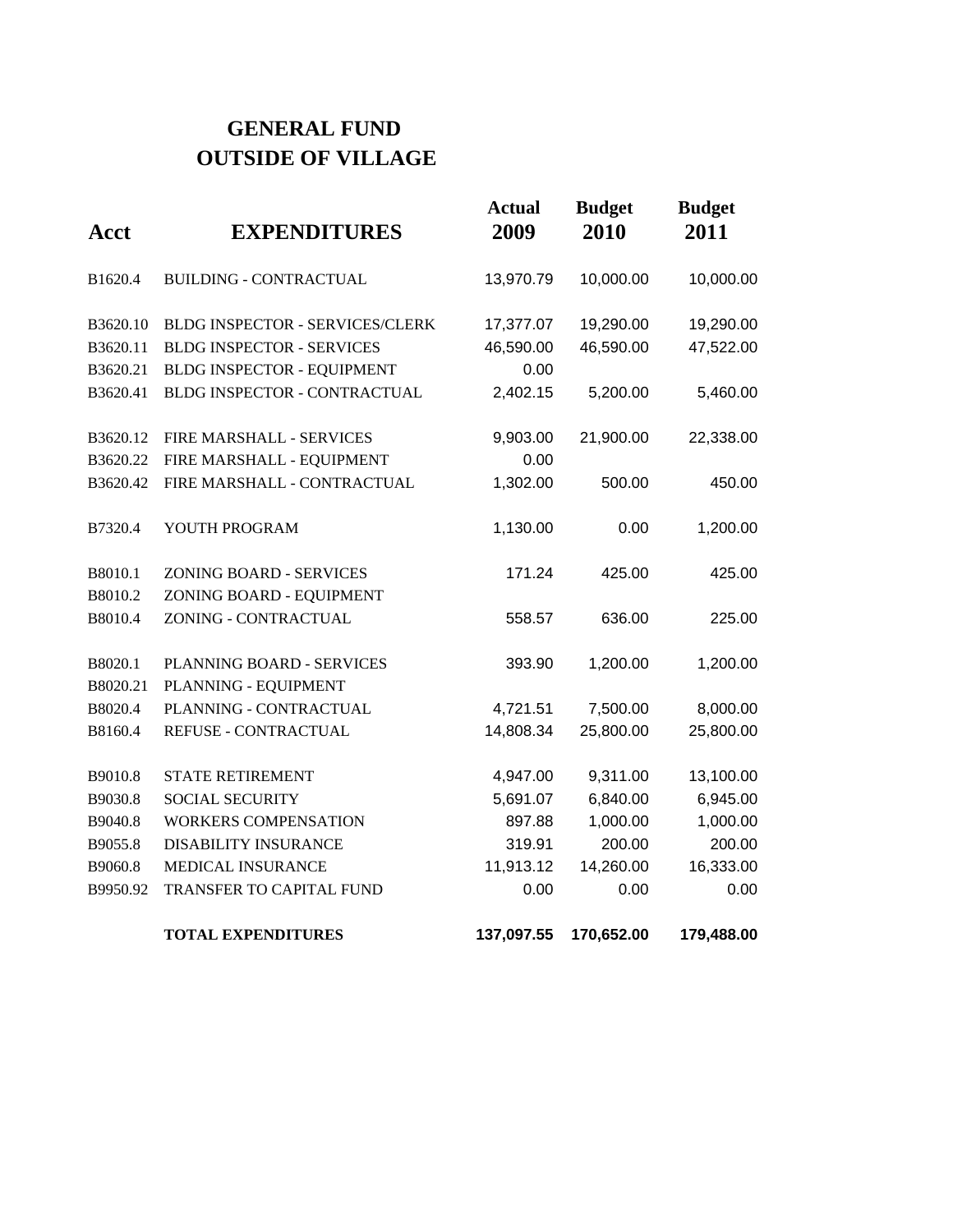# GENERAL FUND
# OUTSIDE OF VILLAGE

| Acct | EXPENDITURES | Actual 2009 | Budget 2010 | Budget 2011 |
|---|---|---|---|---|
| B1620.4 | BUILDING - CONTRACTUAL | 13,970.79 | 10,000.00 | 10,000.00 |
| B3620.10 | BLDG INSPECTOR - SERVICES/CLERK | 17,377.07 | 19,290.00 | 19,290.00 |
| B3620.11 | BLDG INSPECTOR - SERVICES | 46,590.00 | 46,590.00 | 47,522.00 |
| B3620.21 | BLDG INSPECTOR - EQUIPMENT | 0.00 | | |
| B3620.41 | BLDG INSPECTOR - CONTRACTUAL | 2,402.15 | 5,200.00 | 5,460.00 |
| B3620.12 | FIRE MARSHALL - SERVICES | 9,903.00 | 21,900.00 | 22,338.00 |
| B3620.22 | FIRE MARSHALL - EQUIPMENT | 0.00 | | |
| B3620.42 | FIRE MARSHALL - CONTRACTUAL | 1,302.00 | 500.00 | 450.00 |
| B7320.4 | YOUTH PROGRAM | 1,130.00 | 0.00 | 1,200.00 |
| B8010.1 | ZONING BOARD - SERVICES | 171.24 | 425.00 | 425.00 |
| B8010.2 | ZONING BOARD - EQUIPMENT | | | |
| B8010.4 | ZONING - CONTRACTUAL | 558.57 | 636.00 | 225.00 |
| B8020.1 | PLANNING BOARD - SERVICES | 393.90 | 1,200.00 | 1,200.00 |
| B8020.21 | PLANNING - EQUIPMENT | | | |
| B8020.4 | PLANNING - CONTRACTUAL | 4,721.51 | 7,500.00 | 8,000.00 |
| B8160.4 | REFUSE - CONTRACTUAL | 14,808.34 | 25,800.00 | 25,800.00 |
| B9010.8 | STATE RETIREMENT | 4,947.00 | 9,311.00 | 13,100.00 |
| B9030.8 | SOCIAL SECURITY | 5,691.07 | 6,840.00 | 6,945.00 |
| B9040.8 | WORKERS COMPENSATION | 897.88 | 1,000.00 | 1,000.00 |
| B9055.8 | DISABILITY INSURANCE | 319.91 | 200.00 | 200.00 |
| B9060.8 | MEDICAL INSURANCE | 11,913.12 | 14,260.00 | 16,333.00 |
| B9950.92 | TRANSFER TO CAPITAL FUND | 0.00 | 0.00 | 0.00 |
| | **TOTAL EXPENDITURES** | **137,097.55** | **170,652.00** | **179,488.00** |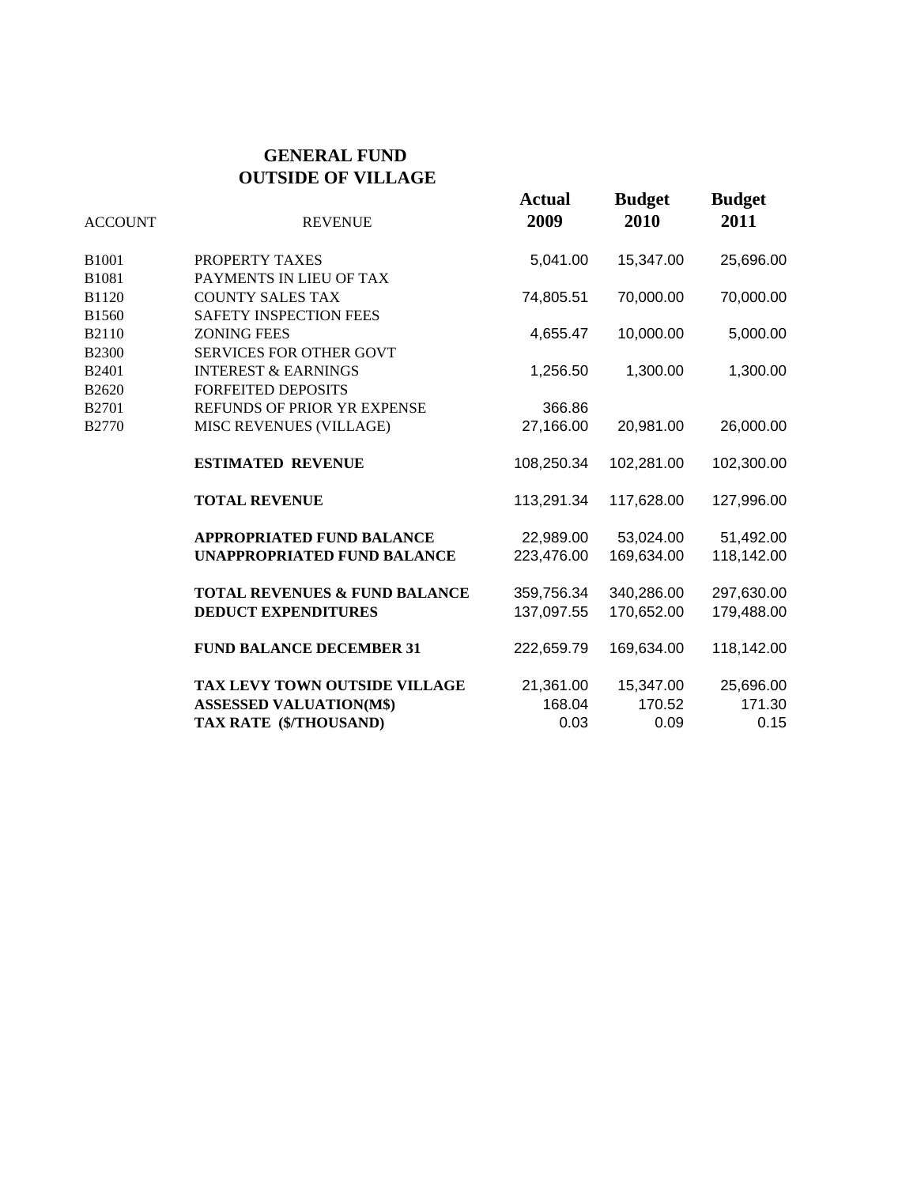# GENERAL FUND
## OUTSIDE OF VILLAGE

| ACCOUNT | REVENUE | Actual 2009 | Budget 2010 | Budget 2011 |
|---|---|---|---|---|
| B1001 | PROPERTY TAXES | 5,041.00 | 15,347.00 | 25,696.00 |
| B1081 | PAYMENTS IN LIEU OF TAX | | | |
| B1120 | COUNTY SALES TAX | 74,805.51 | 70,000.00 | 70,000.00 |
| B1560 | SAFETY INSPECTION FEES | | | |
| B2110 | ZONING FEES | 4,655.47 | 10,000.00 | 5,000.00 |
| B2300 | SERVICES FOR OTHER GOVT | | | |
| B2401 | INTEREST & EARNINGS | 1,256.50 | 1,300.00 | 1,300.00 |
| B2620 | FORFEITED DEPOSITS | | | |
| B2701 | REFUNDS OF PRIOR YR EXPENSE | 366.86 | | |
| B2770 | MISC REVENUES (VILLAGE) | 27,166.00 | 20,981.00 | 26,000.00 |
| | **ESTIMATED REVENUE** | 108,250.34 | 102,281.00 | 102,300.00 |
| | **TOTAL REVENUE** | 113,291.34 | 117,628.00 | 127,996.00 |
| | **APPROPRIATED FUND BALANCE** | 22,989.00 | 53,024.00 | 51,492.00 |
| | **UNAPPROPRIATED FUND BALANCE** | 223,476.00 | 169,634.00 | 118,142.00 |
| | **TOTAL REVENUES & FUND BALANCE** | 359,756.34 | 340,286.00 | 297,630.00 |
| | **DEDUCT EXPENDITURES** | 137,097.55 | 170,652.00 | 179,488.00 |
| | **FUND BALANCE DECEMBER 31** | 222,659.79 | 169,634.00 | 118,142.00 |
| | **TAX LEVY TOWN OUTSIDE VILLAGE** | 21,361.00 | 15,347.00 | 25,696.00 |
| | **ASSESSED VALUATION(M$)** | 168.04 | 170.52 | 171.30 |
| | **TAX RATE ($/THOUSAND)** | 0.03 | 0.09 | 0.15 |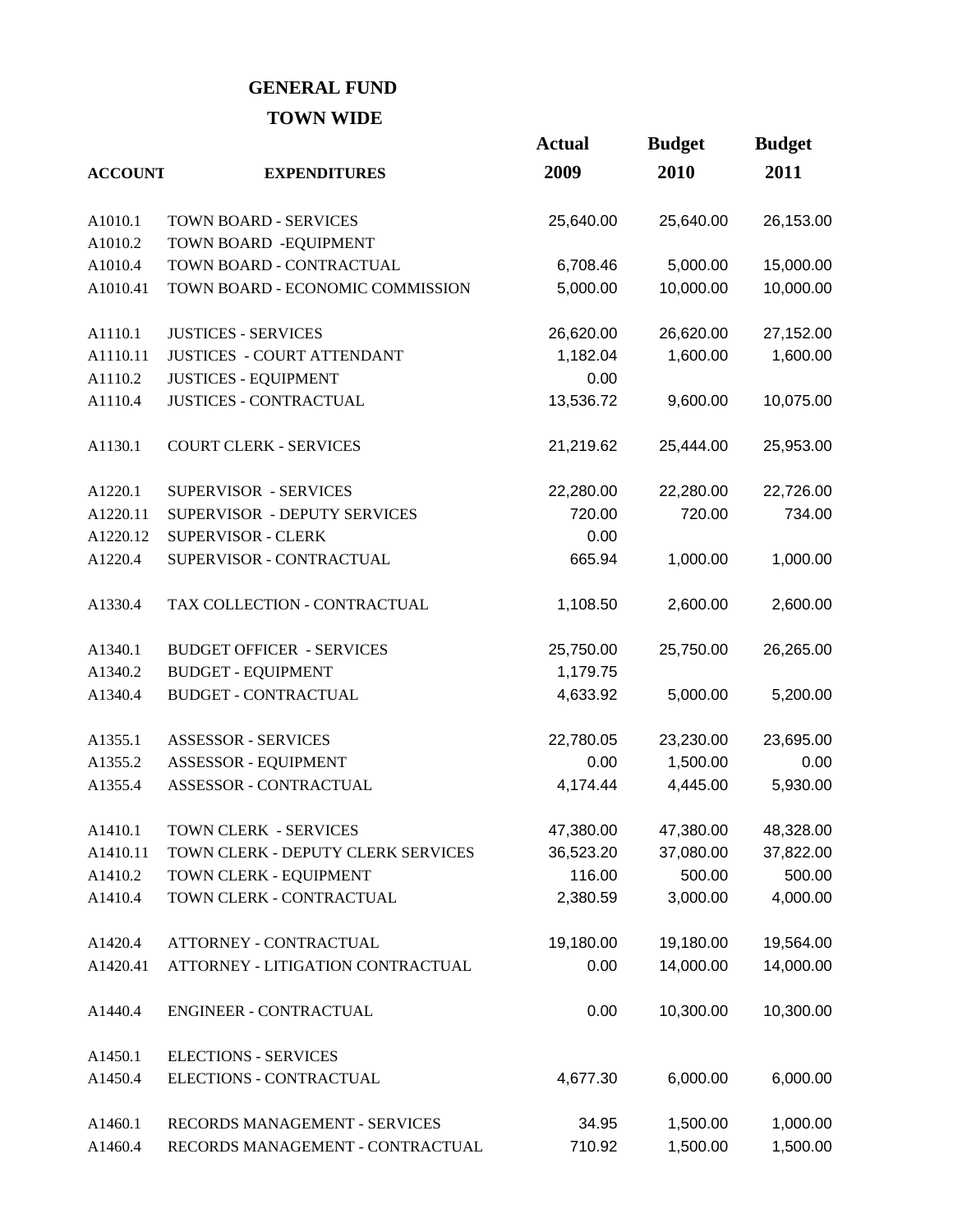## GENERAL FUND

## TOWN WIDE

| ACCOUNT | EXPENDITURES | Actual 2009 | Budget 2010 | Budget 2011 |
|---|---|---|---|---|
| A1010.1 | TOWN BOARD - SERVICES | 25,640.00 | 25,640.00 | 26,153.00 |
| A1010.2 | TOWN BOARD -EQUIPMENT | | | |
| A1010.4 | TOWN BOARD - CONTRACTUAL | 6,708.46 | 5,000.00 | 15,000.00 |
| A1010.41 | TOWN BOARD - ECONOMIC COMMISSION | 5,000.00 | 10,000.00 | 10,000.00 |
| A1110.1 | JUSTICES - SERVICES | 26,620.00 | 26,620.00 | 27,152.00 |
| A1110.11 | JUSTICES - COURT ATTENDANT | 1,182.04 | 1,600.00 | 1,600.00 |
| A1110.2 | JUSTICES - EQUIPMENT | 0.00 | | |
| A1110.4 | JUSTICES - CONTRACTUAL | 13,536.72 | 9,600.00 | 10,075.00 |
| A1130.1 | COURT CLERK - SERVICES | 21,219.62 | 25,444.00 | 25,953.00 |
| A1220.1 | SUPERVISOR - SERVICES | 22,280.00 | 22,280.00 | 22,726.00 |
| A1220.11 | SUPERVISOR - DEPUTY SERVICES | 720.00 | 720.00 | 734.00 |
| A1220.12 | SUPERVISOR - CLERK | 0.00 | | |
| A1220.4 | SUPERVISOR - CONTRACTUAL | 665.94 | 1,000.00 | 1,000.00 |
| A1330.4 | TAX COLLECTION - CONTRACTUAL | 1,108.50 | 2,600.00 | 2,600.00 |
| A1340.1 | BUDGET OFFICER - SERVICES | 25,750.00 | 25,750.00 | 26,265.00 |
| A1340.2 | BUDGET - EQUIPMENT | 1,179.75 | | |
| A1340.4 | BUDGET - CONTRACTUAL | 4,633.92 | 5,000.00 | 5,200.00 |
| A1355.1 | ASSESSOR - SERVICES | 22,780.05 | 23,230.00 | 23,695.00 |
| A1355.2 | ASSESSOR - EQUIPMENT | 0.00 | 1,500.00 | 0.00 |
| A1355.4 | ASSESSOR - CONTRACTUAL | 4,174.44 | 4,445.00 | 5,930.00 |
| A1410.1 | TOWN CLERK - SERVICES | 47,380.00 | 47,380.00 | 48,328.00 |
| A1410.11 | TOWN CLERK - DEPUTY CLERK SERVICES | 36,523.20 | 37,080.00 | 37,822.00 |
| A1410.2 | TOWN CLERK - EQUIPMENT | 116.00 | 500.00 | 500.00 |
| A1410.4 | TOWN CLERK - CONTRACTUAL | 2,380.59 | 3,000.00 | 4,000.00 |
| A1420.4 | ATTORNEY - CONTRACTUAL | 19,180.00 | 19,180.00 | 19,564.00 |
| A1420.41 | ATTORNEY - LITIGATION CONTRACTUAL | 0.00 | 14,000.00 | 14,000.00 |
| A1440.4 | ENGINEER - CONTRACTUAL | 0.00 | 10,300.00 | 10,300.00 |
| A1450.1 | ELECTIONS - SERVICES | | | |
| A1450.4 | ELECTIONS - CONTRACTUAL | 4,677.30 | 6,000.00 | 6,000.00 |
| A1460.1 | RECORDS MANAGEMENT - SERVICES | 34.95 | 1,500.00 | 1,000.00 |
| A1460.4 | RECORDS MANAGEMENT - CONTRACTUAL | 710.92 | 1,500.00 | 1,500.00 |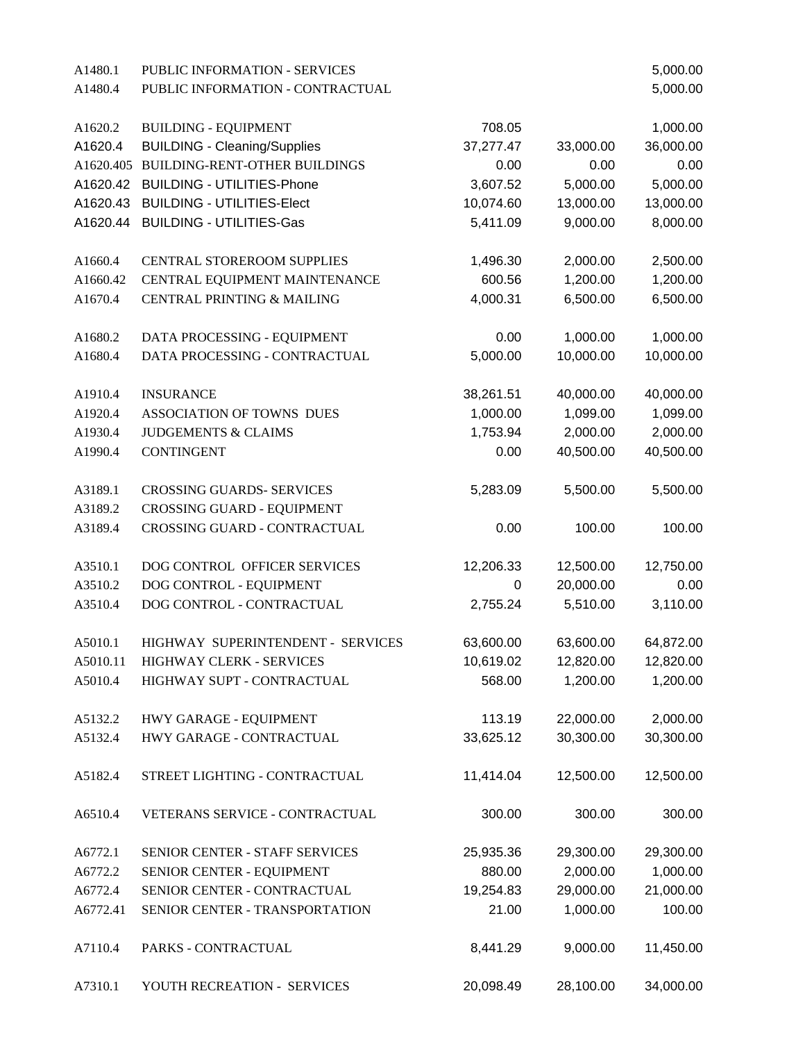| | | | | |
|---|---|---|---|---|
| A1480.1 | PUBLIC INFORMATION - SERVICES | | | 5,000.00 |
| A1480.4 | PUBLIC INFORMATION - CONTRACTUAL | | | 5,000.00 |
| | | | | |
| A1620.2 | BUILDING - EQUIPMENT | 708.05 | | 1,000.00 |
| A1620.4 | BUILDING - Cleaning/Supplies | 37,277.47 | 33,000.00 | 36,000.00 |
| A1620.405 | BUILDING-RENT-OTHER BUILDINGS | 0.00 | 0.00 | 0.00 |
| A1620.42 | BUILDING - UTILITIES-Phone | 3,607.52 | 5,000.00 | 5,000.00 |
| A1620.43 | BUILDING - UTILITIES-Elect | 10,074.60 | 13,000.00 | 13,000.00 |
| A1620.44 | BUILDING - UTILITIES-Gas | 5,411.09 | 9,000.00 | 8,000.00 |
| | | | | |
| A1660.4 | CENTRAL STOREROOM SUPPLIES | 1,496.30 | 2,000.00 | 2,500.00 |
| A1660.42 | CENTRAL EQUIPMENT MAINTENANCE | 600.56 | 1,200.00 | 1,200.00 |
| A1670.4 | CENTRAL PRINTING & MAILING | 4,000.31 | 6,500.00 | 6,500.00 |
| | | | | |
| A1680.2 | DATA PROCESSING - EQUIPMENT | 0.00 | 1,000.00 | 1,000.00 |
| A1680.4 | DATA PROCESSING - CONTRACTUAL | 5,000.00 | 10,000.00 | 10,000.00 |
| | | | | |
| A1910.4 | INSURANCE | 38,261.51 | 40,000.00 | 40,000.00 |
| A1920.4 | ASSOCIATION OF TOWNS DUES | 1,000.00 | 1,099.00 | 1,099.00 |
| A1930.4 | JUDGEMENTS & CLAIMS | 1,753.94 | 2,000.00 | 2,000.00 |
| A1990.4 | CONTINGENT | 0.00 | 40,500.00 | 40,500.00 |
| | | | | |
| A3189.1 | CROSSING GUARDS- SERVICES | 5,283.09 | 5,500.00 | 5,500.00 |
| A3189.2 | CROSSING GUARD - EQUIPMENT | | | |
| A3189.4 | CROSSING GUARD - CONTRACTUAL | 0.00 | 100.00 | 100.00 |
| | | | | |
| A3510.1 | DOG CONTROL OFFICER SERVICES | 12,206.33 | 12,500.00 | 12,750.00 |
| A3510.2 | DOG CONTROL - EQUIPMENT | 0 | 20,000.00 | 0.00 |
| A3510.4 | DOG CONTROL - CONTRACTUAL | 2,755.24 | 5,510.00 | 3,110.00 |
| | | | | |
| A5010.1 | HIGHWAY SUPERINTENDENT - SERVICES | 63,600.00 | 63,600.00 | 64,872.00 |
| A5010.11 | HIGHWAY CLERK - SERVICES | 10,619.02 | 12,820.00 | 12,820.00 |
| A5010.4 | HIGHWAY SUPT - CONTRACTUAL | 568.00 | 1,200.00 | 1,200.00 |
| | | | | |
| A5132.2 | HWY GARAGE - EQUIPMENT | 113.19 | 22,000.00 | 2,000.00 |
| A5132.4 | HWY GARAGE - CONTRACTUAL | 33,625.12 | 30,300.00 | 30,300.00 |
| | | | | |
| A5182.4 | STREET LIGHTING - CONTRACTUAL | 11,414.04 | 12,500.00 | 12,500.00 |
| | | | | |
| A6510.4 | VETERANS SERVICE - CONTRACTUAL | 300.00 | 300.00 | 300.00 |
| | | | | |
| A6772.1 | SENIOR CENTER - STAFF SERVICES | 25,935.36 | 29,300.00 | 29,300.00 |
| A6772.2 | SENIOR CENTER - EQUIPMENT | 880.00 | 2,000.00 | 1,000.00 |
| A6772.4 | SENIOR CENTER - CONTRACTUAL | 19,254.83 | 29,000.00 | 21,000.00 |
| A6772.41 | SENIOR CENTER - TRANSPORTATION | 21.00 | 1,000.00 | 100.00 |
| | | | | |
| A7110.4 | PARKS - CONTRACTUAL | 8,441.29 | 9,000.00 | 11,450.00 |
| | | | | |
| A7310.1 | YOUTH RECREATION - SERVICES | 20,098.49 | 28,100.00 | 34,000.00 |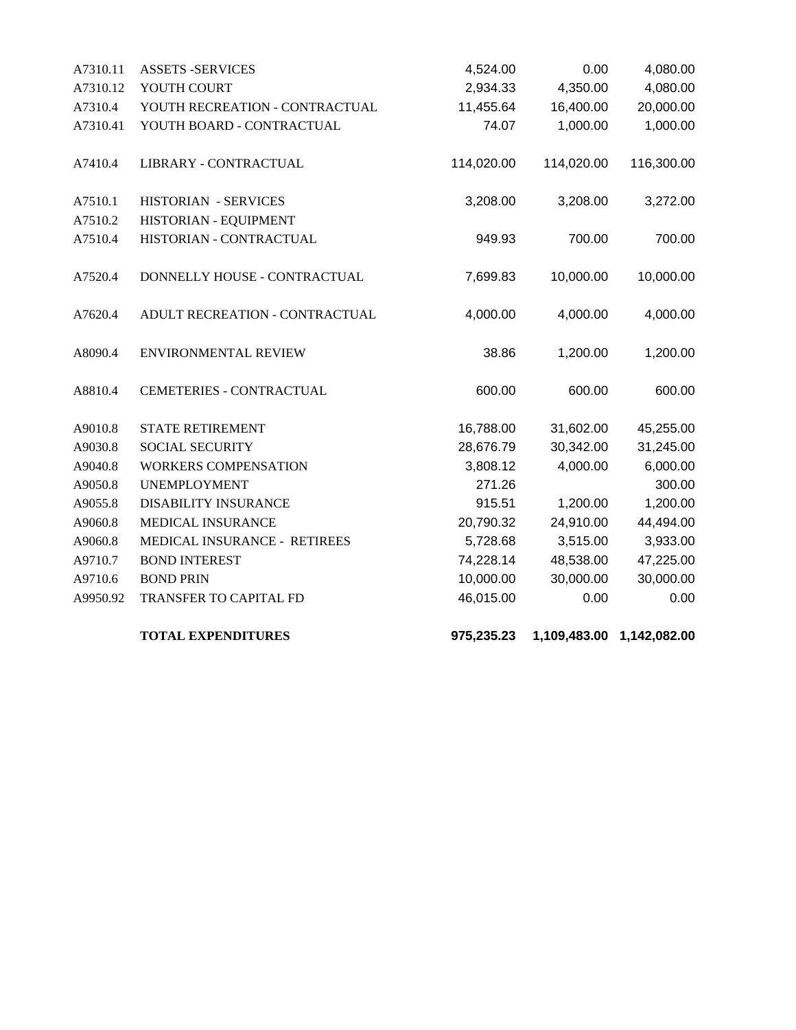| | | | | |
|---|---|---|---|---|
| A7310.11 | ASSETS -SERVICES | 4,524.00 | 0.00 | 4,080.00 |
| A7310.12 | YOUTH COURT | 2,934.33 | 4,350.00 | 4,080.00 |
| A7310.4 | YOUTH RECREATION - CONTRACTUAL | 11,455.64 | 16,400.00 | 20,000.00 |
| A7310.41 | YOUTH BOARD - CONTRACTUAL | 74.07 | 1,000.00 | 1,000.00 |
| A7410.4 | LIBRARY - CONTRACTUAL | 114,020.00 | 114,020.00 | 116,300.00 |
| A7510.1 | HISTORIAN - SERVICES | 3,208.00 | 3,208.00 | 3,272.00 |
| A7510.2 | HISTORIAN - EQUIPMENT | | | |
| A7510.4 | HISTORIAN - CONTRACTUAL | 949.93 | 700.00 | 700.00 |
| A7520.4 | DONNELLY HOUSE - CONTRACTUAL | 7,699.83 | 10,000.00 | 10,000.00 |
| A7620.4 | ADULT RECREATION - CONTRACTUAL | 4,000.00 | 4,000.00 | 4,000.00 |
| A8090.4 | ENVIRONMENTAL REVIEW | 38.86 | 1,200.00 | 1,200.00 |
| A8810.4 | CEMETERIES - CONTRACTUAL | 600.00 | 600.00 | 600.00 |
| A9010.8 | STATE RETIREMENT | 16,788.00 | 31,602.00 | 45,255.00 |
| A9030.8 | SOCIAL SECURITY | 28,676.79 | 30,342.00 | 31,245.00 |
| A9040.8 | WORKERS COMPENSATION | 3,808.12 | 4,000.00 | 6,000.00 |
| A9050.8 | UNEMPLOYMENT | 271.26 | | 300.00 |
| A9055.8 | DISABILITY INSURANCE | 915.51 | 1,200.00 | 1,200.00 |
| A9060.8 | MEDICAL INSURANCE | 20,790.32 | 24,910.00 | 44,494.00 |
| A9060.8 | MEDICAL INSURANCE - RETIREES | 5,728.68 | 3,515.00 | 3,933.00 |
| A9710.7 | BOND INTEREST | 74,228.14 | 48,538.00 | 47,225.00 |
| A9710.6 | BOND PRIN | 10,000.00 | 30,000.00 | 30,000.00 |
| A9950.92 | TRANSFER TO CAPITAL FD | 46,015.00 | 0.00 | 0.00 |
| | **TOTAL EXPENDITURES** | **975,235.23** | **1,109,483.00** | **1,142,082.00** |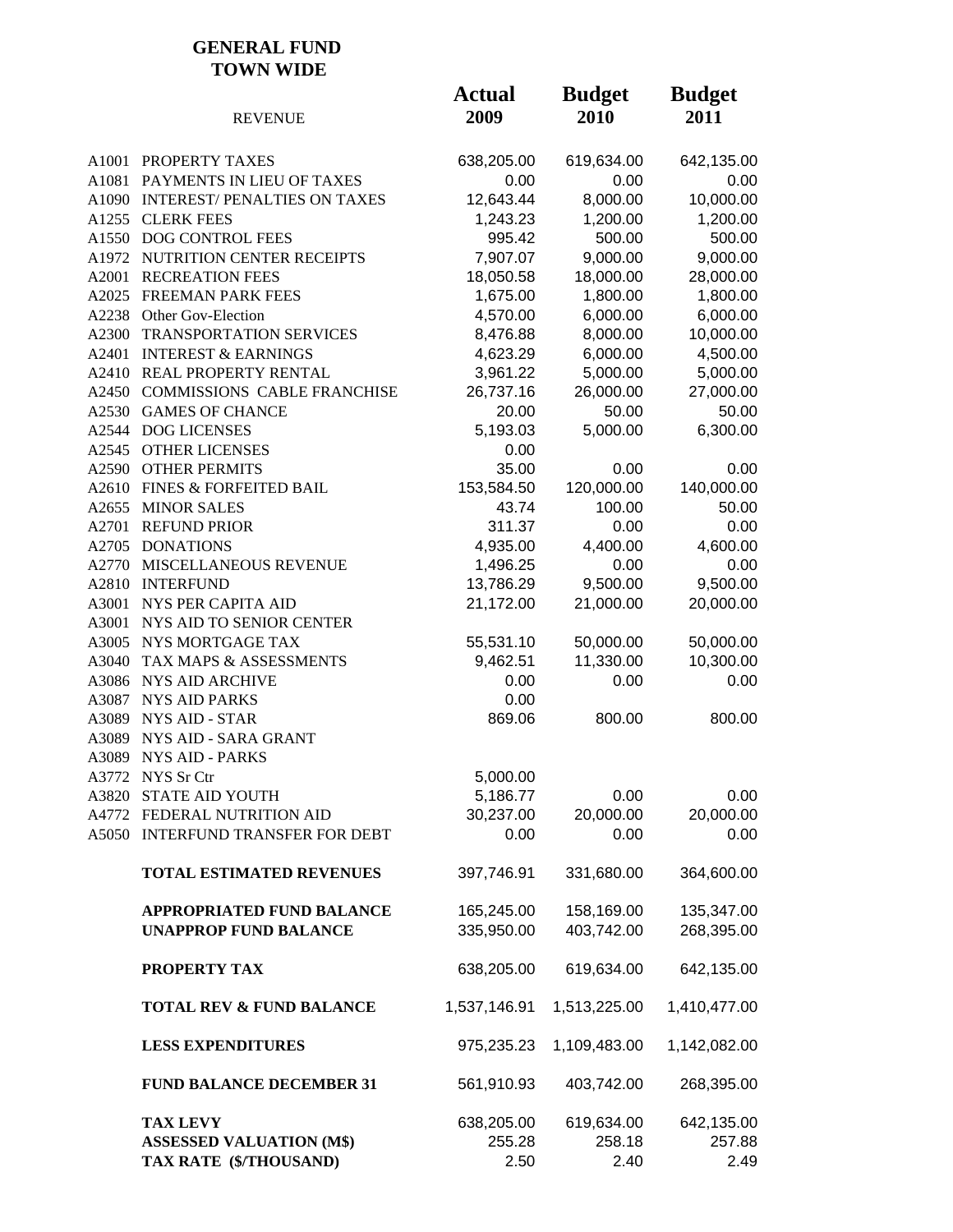**GENERAL FUND**
**TOWN WIDE**

| | REVENUE | Actual 2009 | Budget 2010 | Budget 2011 |
|---|---|---|---|---|
| A1001 | PROPERTY TAXES | 638,205.00 | 619,634.00 | 642,135.00 |
| A1081 | PAYMENTS IN LIEU OF TAXES | 0.00 | 0.00 | 0.00 |
| A1090 | INTEREST/ PENALTIES ON TAXES | 12,643.44 | 8,000.00 | 10,000.00 |
| A1255 | CLERK FEES | 1,243.23 | 1,200.00 | 1,200.00 |
| A1550 | DOG CONTROL FEES | 995.42 | 500.00 | 500.00 |
| A1972 | NUTRITION CENTER RECEIPTS | 7,907.07 | 9,000.00 | 9,000.00 |
| A2001 | RECREATION FEES | 18,050.58 | 18,000.00 | 28,000.00 |
| A2025 | FREEMAN PARK FEES | 1,675.00 | 1,800.00 | 1,800.00 |
| A2238 | Other Gov-Election | 4,570.00 | 6,000.00 | 6,000.00 |
| A2300 | TRANSPORTATION SERVICES | 8,476.88 | 8,000.00 | 10,000.00 |
| A2401 | INTEREST & EARNINGS | 4,623.29 | 6,000.00 | 4,500.00 |
| A2410 | REAL PROPERTY RENTAL | 3,961.22 | 5,000.00 | 5,000.00 |
| A2450 | COMMISSIONS CABLE FRANCHISE | 26,737.16 | 26,000.00 | 27,000.00 |
| A2530 | GAMES OF CHANCE | 20.00 | 50.00 | 50.00 |
| A2544 | DOG LICENSES | 5,193.03 | 5,000.00 | 6,300.00 |
| A2545 | OTHER LICENSES | 0.00 | | |
| A2590 | OTHER PERMITS | 35.00 | 0.00 | 0.00 |
| A2610 | FINES & FORFEITED BAIL | 153,584.50 | 120,000.00 | 140,000.00 |
| A2655 | MINOR SALES | 43.74 | 100.00 | 50.00 |
| A2701 | REFUND PRIOR | 311.37 | 0.00 | 0.00 |
| A2705 | DONATIONS | 4,935.00 | 4,400.00 | 4,600.00 |
| A2770 | MISCELLANEOUS REVENUE | 1,496.25 | 0.00 | 0.00 |
| A2810 | INTERFUND | 13,786.29 | 9,500.00 | 9,500.00 |
| A3001 | NYS PER CAPITA AID | 21,172.00 | 21,000.00 | 20,000.00 |
| A3001 | NYS AID TO SENIOR CENTER | | | |
| A3005 | NYS MORTGAGE TAX | 55,531.10 | 50,000.00 | 50,000.00 |
| A3040 | TAX MAPS & ASSESSMENTS | 9,462.51 | 11,330.00 | 10,300.00 |
| A3086 | NYS AID ARCHIVE | 0.00 | 0.00 | 0.00 |
| A3087 | NYS AID PARKS | 0.00 | | |
| A3089 | NYS AID - STAR | 869.06 | 800.00 | 800.00 |
| A3089 | NYS AID - SARA GRANT | | | |
| A3089 | NYS AID - PARKS | | | |
| A3772 | NYS Sr Ctr | 5,000.00 | | |
| A3820 | STATE AID YOUTH | 5,186.77 | 0.00 | 0.00 |
| A4772 | FEDERAL NUTRITION AID | 30,237.00 | 20,000.00 | 20,000.00 |
| A5050 | INTERFUND TRANSFER FOR DEBT | 0.00 | 0.00 | 0.00 |
| | **TOTAL ESTIMATED REVENUES** | 397,746.91 | 331,680.00 | 364,600.00 |
| | **APPROPRIATED FUND BALANCE** | 165,245.00 | 158,169.00 | 135,347.00 |
| | **UNAPPROP FUND BALANCE** | 335,950.00 | 403,742.00 | 268,395.00 |
| | **PROPERTY TAX** | 638,205.00 | 619,634.00 | 642,135.00 |
| | **TOTAL REV & FUND BALANCE** | 1,537,146.91 | 1,513,225.00 | 1,410,477.00 |
| | **LESS EXPENDITURES** | 975,235.23 | 1,109,483.00 | 1,142,082.00 |
| | **FUND BALANCE DECEMBER 31** | 561,910.93 | 403,742.00 | 268,395.00 |
| | **TAX LEVY** | 638,205.00 | 619,634.00 | 642,135.00 |
| | **ASSESSED VALUATION (M$)** | 255.28 | 258.18 | 257.88 |
| | **TAX RATE ($/THOUSAND)** | 2.50 | 2.40 | 2.49 |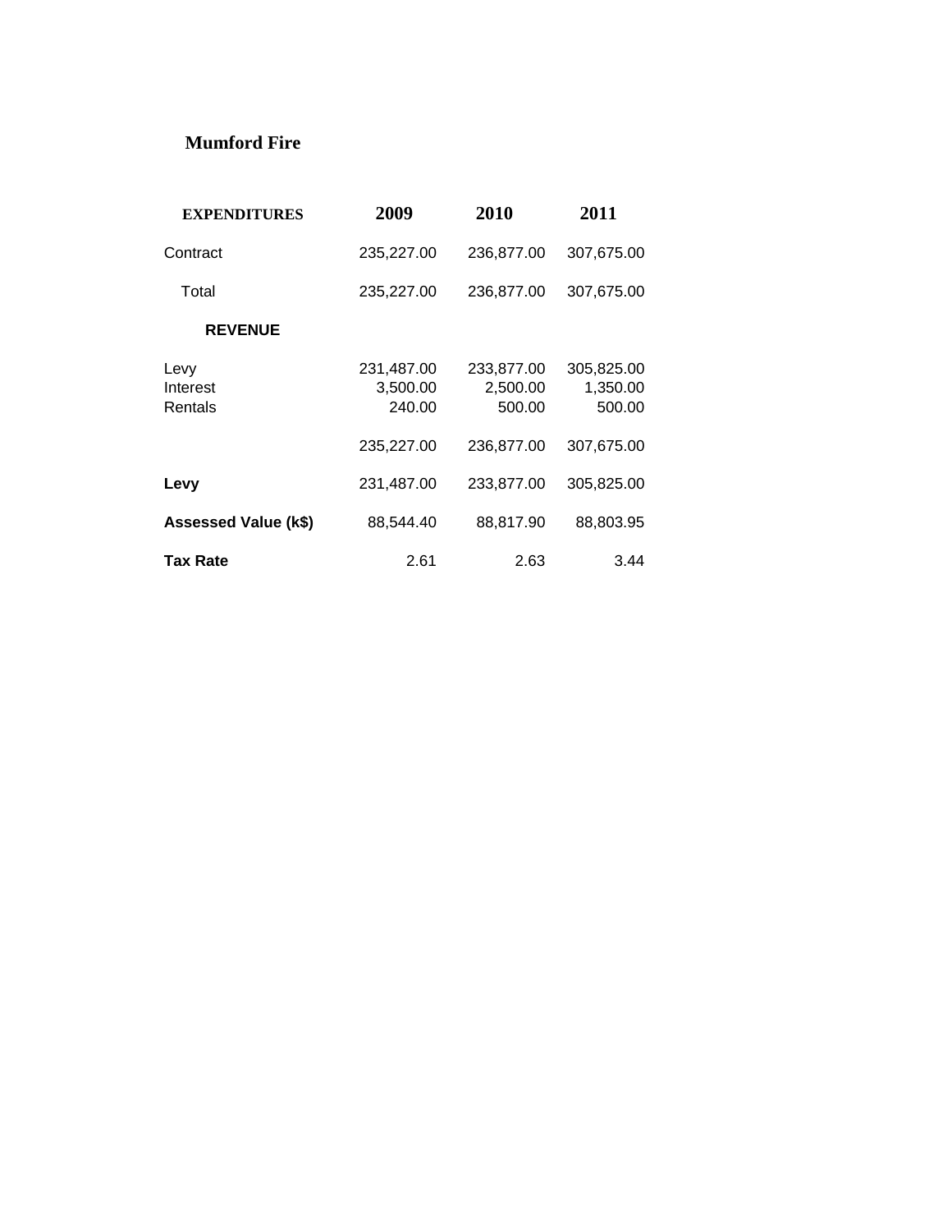# Mumford Fire

| **EXPENDITURES** | **2009** | **2010** | **2011** |
|---|---|---|---|
| Contract | 235,227.00 | 236,877.00 | 307,675.00 |
| Total | 235,227.00 | 236,877.00 | 307,675.00 |
| **REVENUE** | | | |
| Levy | 231,487.00 | 233,877.00 | 305,825.00 |
| Interest | 3,500.00 | 2,500.00 | 1,350.00 |
| Rentals | 240.00 | 500.00 | 500.00 |
| | 235,227.00 | 236,877.00 | 307,675.00 |
| **Levy** | 231,487.00 | 233,877.00 | 305,825.00 |
| **Assessed Value (k$)** | 88,544.40 | 88,817.90 | 88,803.95 |
| **Tax Rate** | 2.61 | 2.63 | 3.44 |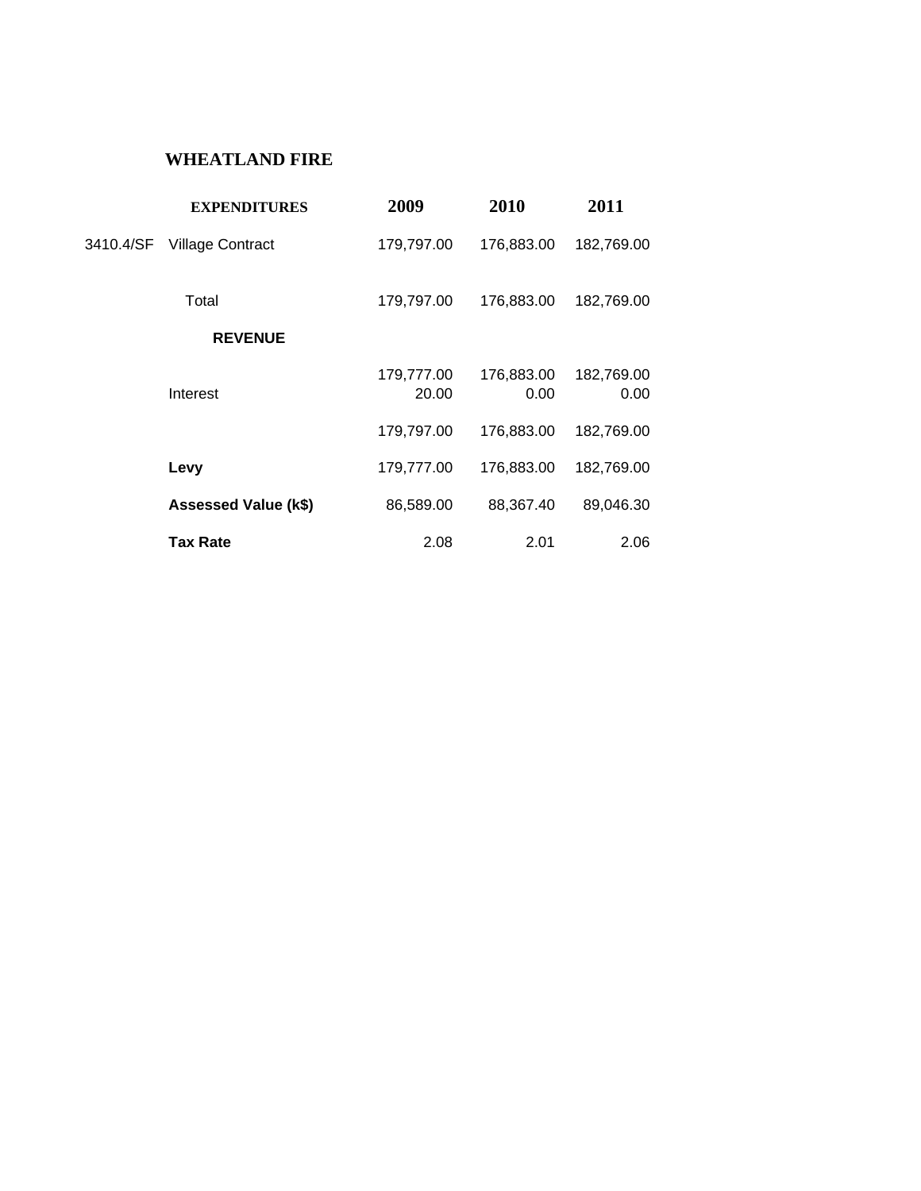# WHEATLAND FIRE

| | EXPENDITURES | 2009 | 2010 | 2011 |
|---|---|---|---|---|
| 3410.4/SF | Village Contract | 179,797.00 | 176,883.00 | 182,769.00 |
| | Total | 179,797.00 | 176,883.00 | 182,769.00 |
| | **REVENUE** | | | |
| | | 179,777.00 | 176,883.00 | 182,769.00 |
| | Interest | 20.00 | 0.00 | 0.00 |
| | | 179,797.00 | 176,883.00 | 182,769.00 |
| | **Levy** | 179,777.00 | 176,883.00 | 182,769.00 |
| | **Assessed Value (k$)** | 86,589.00 | 88,367.40 | 89,046.30 |
| | **Tax Rate** | 2.08 | 2.01 | 2.06 |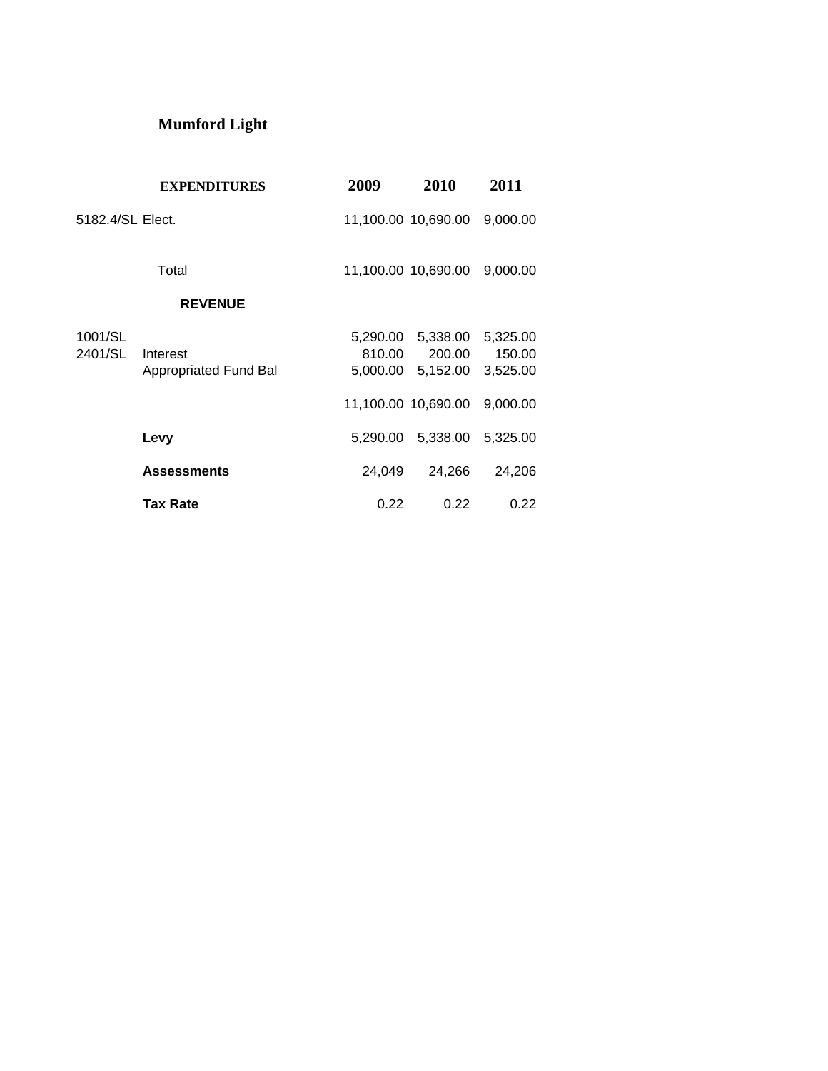# Mumford Light

| | EXPENDITURES | 2009 | 2010 | 2011 |
|---|---|---|---|---|
| 5182.4/SL | Elect. | 11,100.00 | 10,690.00 | 9,000.00 |
| | Total | 11,100.00 | 10,690.00 | 9,000.00 |
| | **REVENUE** | | | |
| 1001/SL | | 5,290.00 | 5,338.00 | 5,325.00 |
| 2401/SL | Interest | 810.00 | 200.00 | 150.00 |
| | Appropriated Fund Bal | 5,000.00 | 5,152.00 | 3,525.00 |
| | | 11,100.00 | 10,690.00 | 9,000.00 |
| | **Levy** | 5,290.00 | 5,338.00 | 5,325.00 |
| | **Assessments** | 24,049 | 24,266 | 24,206 |
| | **Tax Rate** | 0.22 | 0.22 | 0.22 |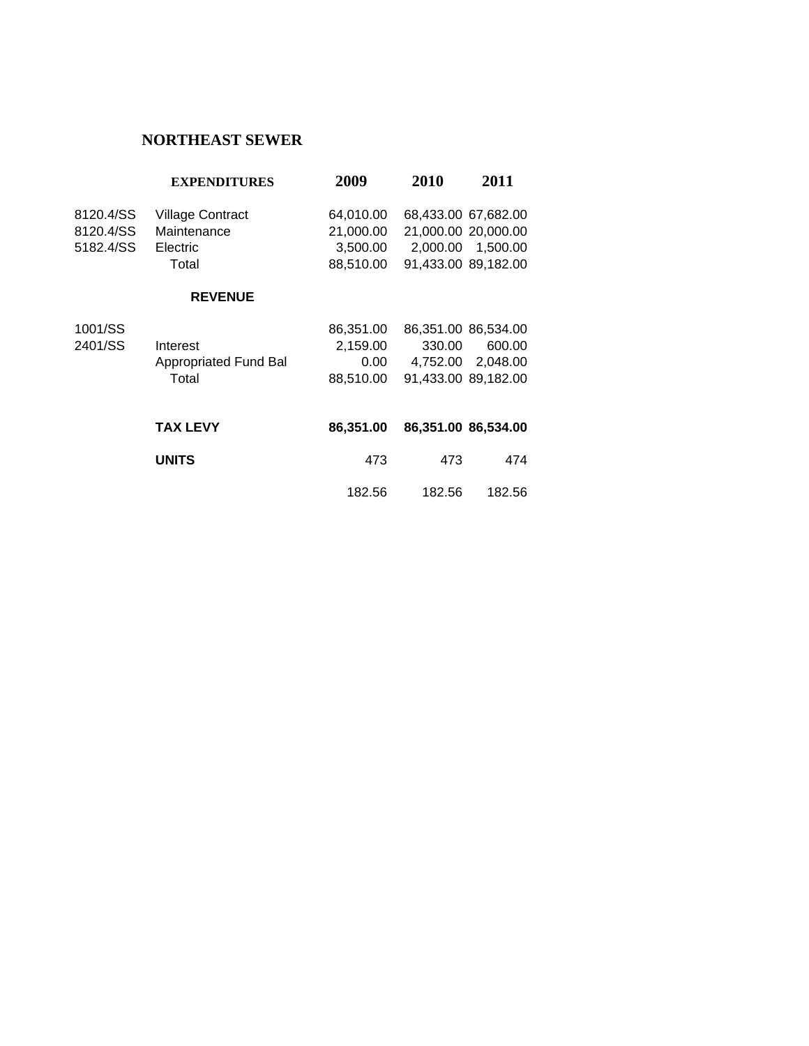## NORTHEAST SEWER

| | EXPENDITURES | 2009 | 2010 | 2011 |
|---|---|---|---|---|
| 8120.4/SS | Village Contract | 64,010.00 | 68,433.00 | 67,682.00 |
| 8120.4/SS | Maintenance | 21,000.00 | 21,000.00 | 20,000.00 |
| 5182.4/SS | Electric | 3,500.00 | 2,000.00 | 1,500.00 |
| | Total | 88,510.00 | 91,433.00 | 89,182.00 |
| | **REVENUE** | | | |
| 1001/SS | | 86,351.00 | 86,351.00 | 86,534.00 |
| 2401/SS | Interest | 2,159.00 | 330.00 | 600.00 |
| | Appropriated Fund Bal | 0.00 | 4,752.00 | 2,048.00 |
| | Total | 88,510.00 | 91,433.00 | 89,182.00 |
| | **TAX LEVY** | **86,351.00** | **86,351.00** | **86,534.00** |
| | **UNITS** | 473 | 473 | 474 |
| | | 182.56 | 182.56 | 182.56 |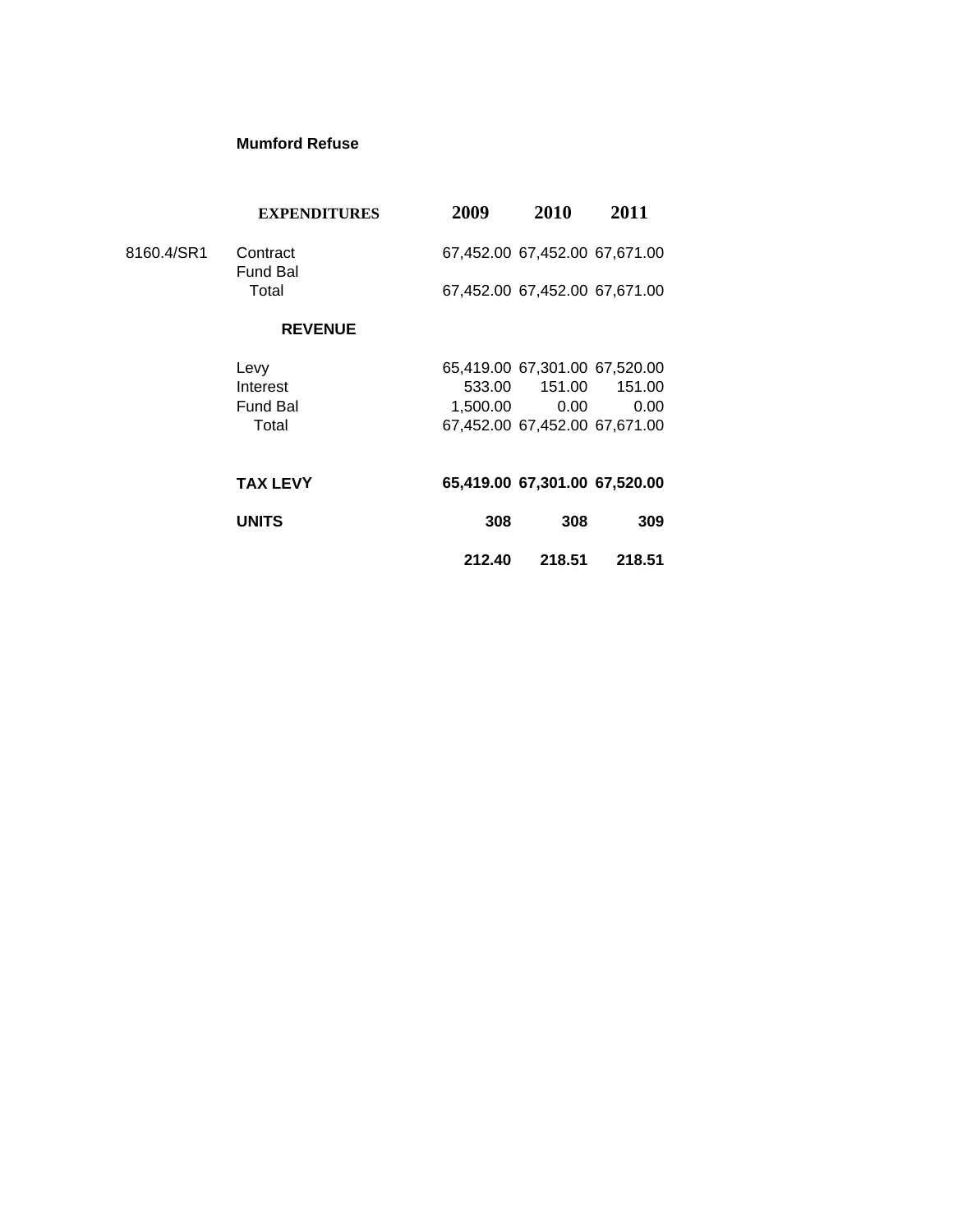**Mumford Refuse**

| | EXPENDITURES | 2009 | 2010 | 2011 |
|---|---|---|---|---|
| 8160.4/SR1 | Contract | 67,452.00 | 67,452.00 | 67,671.00 |
| | Fund Bal | | | |
| | Total | 67,452.00 | 67,452.00 | 67,671.00 |
| | **REVENUE** | | | |
| | Levy | 65,419.00 | 67,301.00 | 67,520.00 |
| | Interest | 533.00 | 151.00 | 151.00 |
| | Fund Bal | 1,500.00 | 0.00 | 0.00 |
| | Total | 67,452.00 | 67,452.00 | 67,671.00 |
| | **TAX LEVY** | **65,419.00** | **67,301.00** | **67,520.00** |
| | **UNITS** | **308** | **308** | **309** |
| | | **212.40** | **218.51** | **218.51** |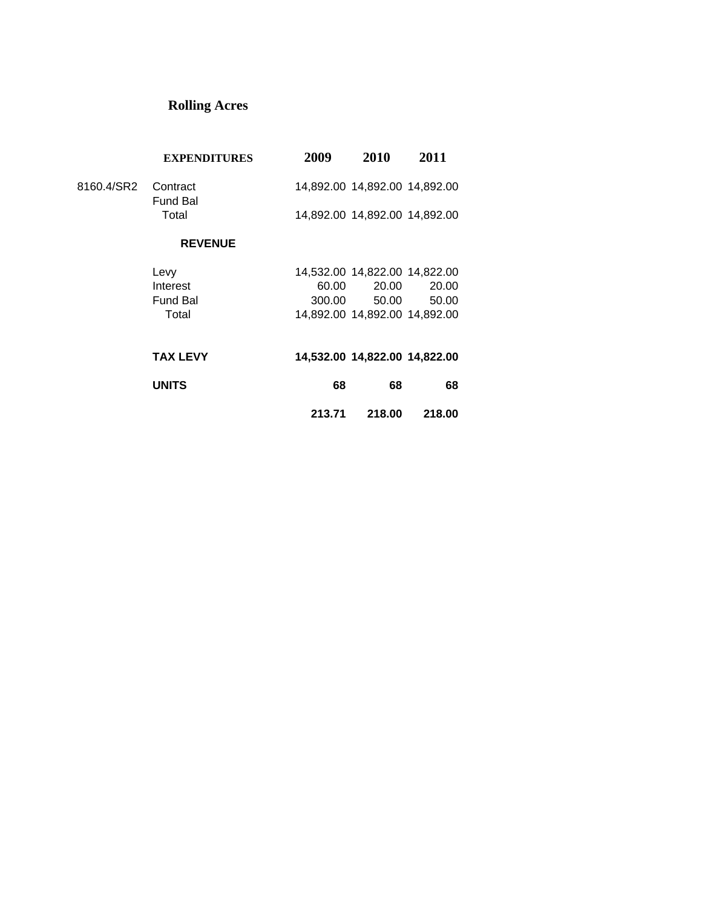## Rolling Acres

| | EXPENDITURES | 2009 | 2010 | 2011 |
|---|---|---|---|---|
| 8160.4/SR2 | Contract | 14,892.00 | 14,892.00 | 14,892.00 |
| | Fund Bal | | | |
| | Total | 14,892.00 | 14,892.00 | 14,892.00 |
| | **REVENUE** | | | |
| | Levy | 14,532.00 | 14,822.00 | 14,822.00 |
| | Interest | 60.00 | 20.00 | 20.00 |
| | Fund Bal | 300.00 | 50.00 | 50.00 |
| | Total | 14,892.00 | 14,892.00 | 14,892.00 |
| | **TAX LEVY** | **14,532.00** | **14,822.00** | **14,822.00** |
| | **UNITS** | **68** | **68** | **68** |
| | | **213.71** | **218.00** | **218.00** |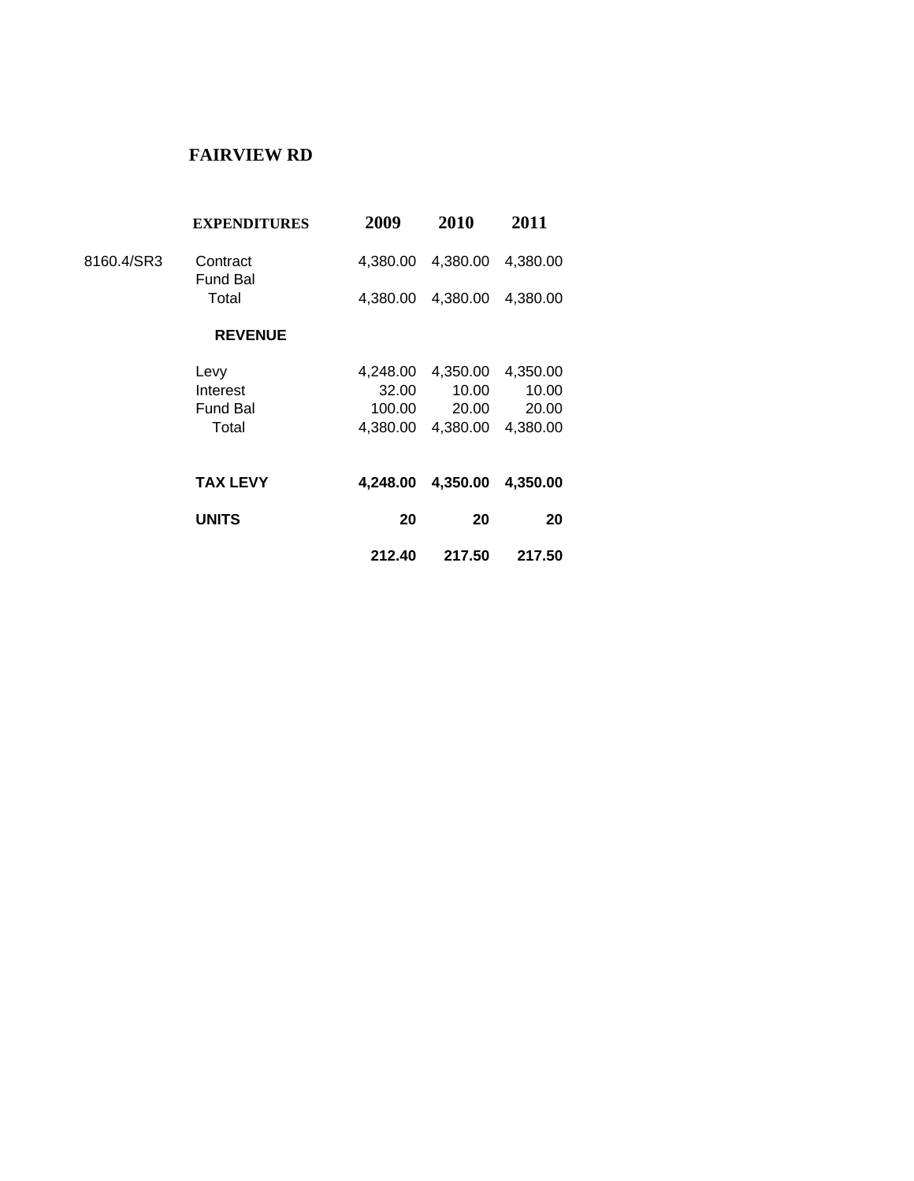# FAIRVIEW RD

| | EXPENDITURES | 2009 | 2010 | 2011 |
|---|---|---|---|---|
| 8160.4/SR3 | Contract | 4,380.00 | 4,380.00 | 4,380.00 |
| | Fund Bal | | | |
| | Total | 4,380.00 | 4,380.00 | 4,380.00 |
| | **REVENUE** | | | |
| | Levy | 4,248.00 | 4,350.00 | 4,350.00 |
| | Interest | 32.00 | 10.00 | 10.00 |
| | Fund Bal | 100.00 | 20.00 | 20.00 |
| | Total | 4,380.00 | 4,380.00 | 4,380.00 |
| | **TAX LEVY** | **4,248.00** | **4,350.00** | **4,350.00** |
| | **UNITS** | **20** | **20** | **20** |
| | | **212.40** | **217.50** | **217.50** |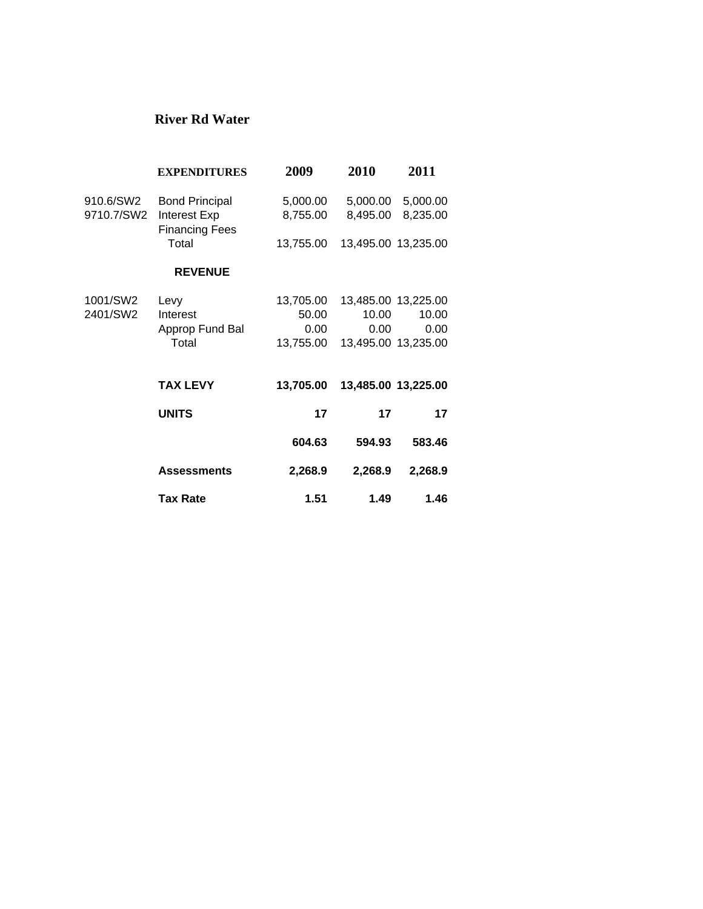# River Rd Water

| | EXPENDITURES | 2009 | 2010 | 2011 |
|---|---|---|---|---|
| 910.6/SW2 | Bond Principal | 5,000.00 | 5,000.00 | 5,000.00 |
| 9710.7/SW2 | Interest Exp | 8,755.00 | 8,495.00 | 8,235.00 |
| | Financing Fees | | | |
| | Total | 13,755.00 | 13,495.00 | 13,235.00 |
| | **REVENUE** | | | |
| 1001/SW2 | Levy | 13,705.00 | 13,485.00 | 13,225.00 |
| 2401/SW2 | Interest | 50.00 | 10.00 | 10.00 |
| | Approp Fund Bal | 0.00 | 0.00 | 0.00 |
| | Total | 13,755.00 | 13,495.00 | 13,235.00 |
| | **TAX LEVY** | **13,705.00** | **13,485.00** | **13,225.00** |
| | **UNITS** | **17** | **17** | **17** |
| | | **604.63** | **594.93** | **583.46** |
| | **Assessments** | **2,268.9** | **2,268.9** | **2,268.9** |
| | **Tax Rate** | **1.51** | **1.49** | **1.46** |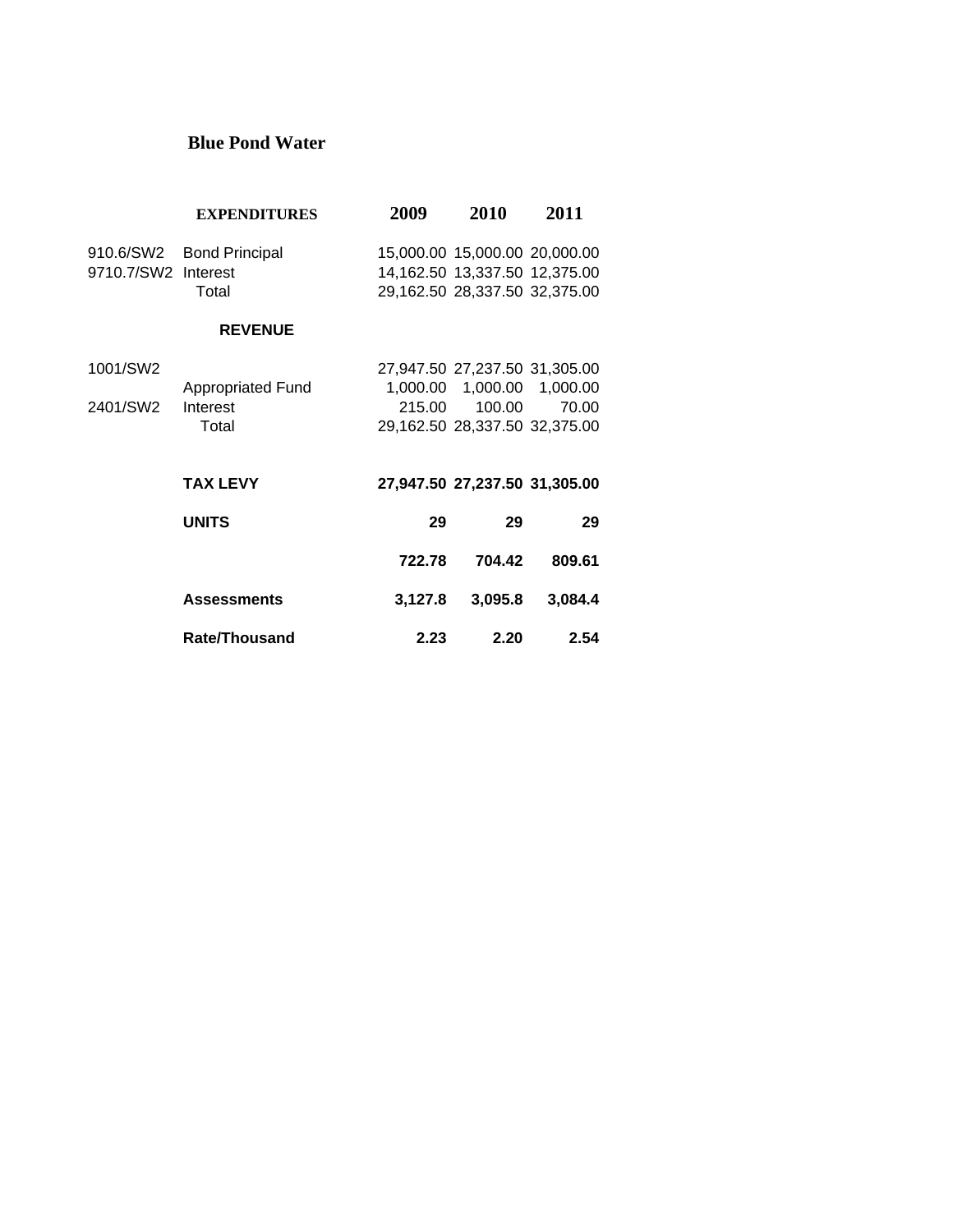## Blue Pond Water

| | | 2009 | 2010 | 2011 |
|---|---|---|---|---|
| | **EXPENDITURES** | | | |
| 910.6/SW2 | Bond Principal | 15,000.00 | 15,000.00 | 20,000.00 |
| 9710.7/SW2 | Interest | 14,162.50 | 13,337.50 | 12,375.00 |
| | Total | 29,162.50 | 28,337.50 | 32,375.00 |
| | **REVENUE** | | | |
| 1001/SW2 | | 27,947.50 | 27,237.50 | 31,305.00 |
| | Appropriated Fund | 1,000.00 | 1,000.00 | 1,000.00 |
| 2401/SW2 | Interest | 215.00 | 100.00 | 70.00 |
| | Total | 29,162.50 | 28,337.50 | 32,375.00 |
| | **TAX LEVY** | **27,947.50** | **27,237.50** | **31,305.00** |
| | **UNITS** | **29** | **29** | **29** |
| | | **722.78** | **704.42** | **809.61** |
| | **Assessments** | **3,127.8** | **3,095.8** | **3,084.4** |
| | **Rate/Thousand** | **2.23** | **2.20** | **2.54** |